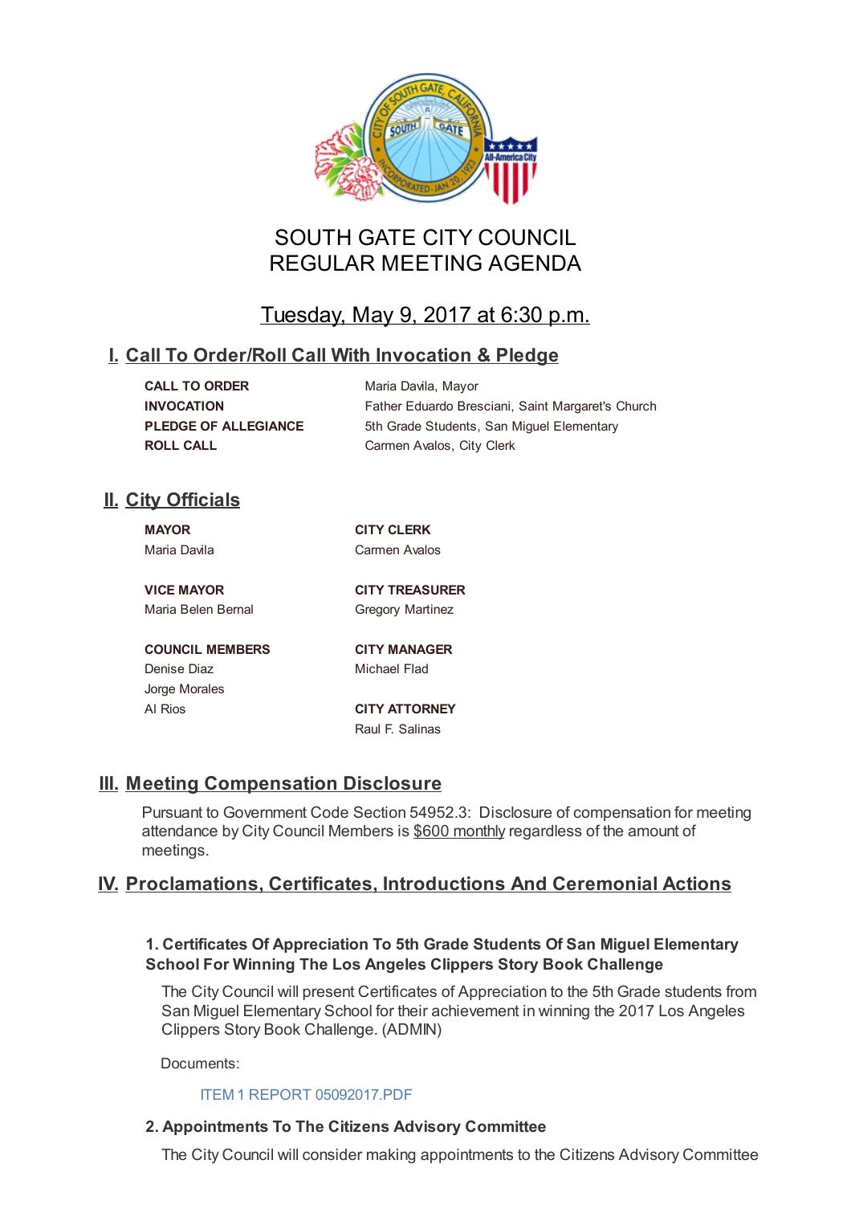# SOUTH GATE CITY COUNCIL
# REGULAR MEETING AGENDA

## Tuesday, May 9, 2017 at 6:30 p.m.

## I. Call To Order/Roll Call With Invocation & Pledge

| | |
|---|---|
| **CALL TO ORDER** | Maria Davila, Mayor |
| **INVOCATION** | Father Eduardo Bresciani, Saint Margaret's Church |
| **PLEDGE OF ALLEGIANCE** | 5th Grade Students, San Miguel Elementary |
| **ROLL CALL** | Carmen Avalos, City Clerk |

## II. City Officials

**MAYOR**
Maria Davila

**VICE MAYOR**
Maria Belen Bernal

**COUNCIL MEMBERS**
Denise Diaz
Jorge Morales
Al Rios

**CITY CLERK**
Carmen Avalos

**CITY TREASURER**
Gregory Martinez

**CITY MANAGER**
Michael Flad

**CITY ATTORNEY**
Raul F. Salinas

## III. Meeting Compensation Disclosure

Pursuant to Government Code Section 54952.3: Disclosure of compensation for meeting attendance by City Council Members is $600 monthly regardless of the amount of meetings.

## IV. Proclamations, Certificates, Introductions And Ceremonial Actions

### 1. Certificates Of Appreciation To 5th Grade Students Of San Miguel Elementary School For Winning The Los Angeles Clippers Story Book Challenge

The City Council will present Certificates of Appreciation to the 5th Grade students from San Miguel Elementary School for their achievement in winning the 2017 Los Angeles Clippers Story Book Challenge. (ADMIN)

Documents:

ITEM 1 REPORT 05092017.PDF

### 2. Appointments To The Citizens Advisory Committee

The City Council will consider making appointments to the Citizens Advisory Committee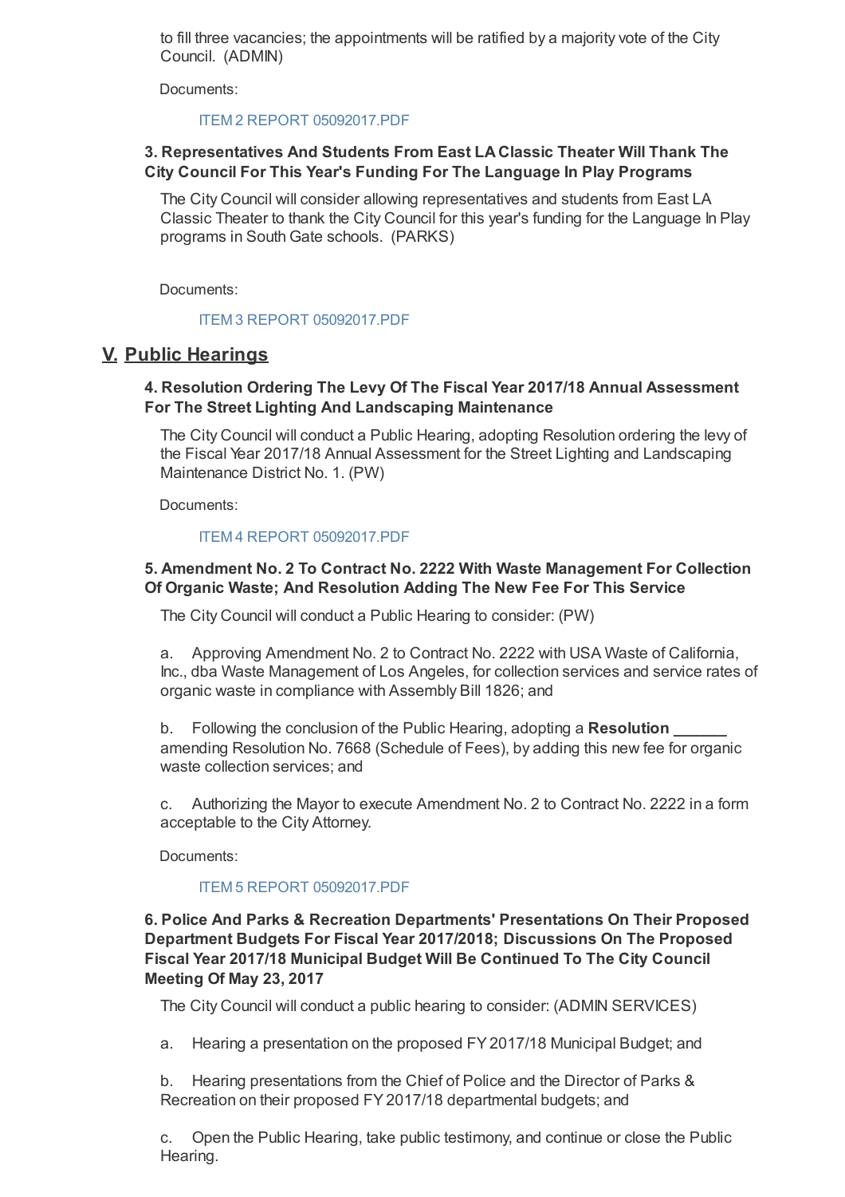to fill three vacancies; the appointments will be ratified by a majority vote of the City Council. (ADMIN)

Documents:

ITEM 2 REPORT 05092017.PDF

### 3. Representatives And Students From East LA Classic Theater Will Thank The City Council For This Year's Funding For The Language In Play Programs

The City Council will consider allowing representatives and students from East LA Classic Theater to thank the City Council for this year's funding for the Language In Play programs in South Gate schools. (PARKS)

Documents:

ITEM 3 REPORT 05092017.PDF

## V. Public Hearings

### 4. Resolution Ordering The Levy Of The Fiscal Year 2017/18 Annual Assessment For The Street Lighting And Landscaping Maintenance

The City Council will conduct a Public Hearing, adopting Resolution ordering the levy of the Fiscal Year 2017/18 Annual Assessment for the Street Lighting and Landscaping Maintenance District No. 1. (PW)

Documents:

ITEM 4 REPORT 05092017.PDF

### 5. Amendment No. 2 To Contract No. 2222 With Waste Management For Collection Of Organic Waste; And Resolution Adding The New Fee For This Service

The City Council will conduct a Public Hearing to consider: (PW)

a. Approving Amendment No. 2 to Contract No. 2222 with USA Waste of California, Inc., dba Waste Management of Los Angeles, for collection services and service rates of organic waste in compliance with Assembly Bill 1826; and

b. Following the conclusion of the Public Hearing, adopting a **Resolution ______** amending Resolution No. 7668 (Schedule of Fees), by adding this new fee for organic waste collection services; and

c. Authorizing the Mayor to execute Amendment No. 2 to Contract No. 2222 in a form acceptable to the City Attorney.

Documents:

ITEM 5 REPORT 05092017.PDF

### 6. Police And Parks & Recreation Departments' Presentations On Their Proposed Department Budgets For Fiscal Year 2017/2018; Discussions On The Proposed Fiscal Year 2017/18 Municipal Budget Will Be Continued To The City Council Meeting Of May 23, 2017

The City Council will conduct a public hearing to consider: (ADMIN SERVICES)

a. Hearing a presentation on the proposed FY 2017/18 Municipal Budget; and

b. Hearing presentations from the Chief of Police and the Director of Parks & Recreation on their proposed FY 2017/18 departmental budgets; and

c. Open the Public Hearing, take public testimony, and continue or close the Public Hearing.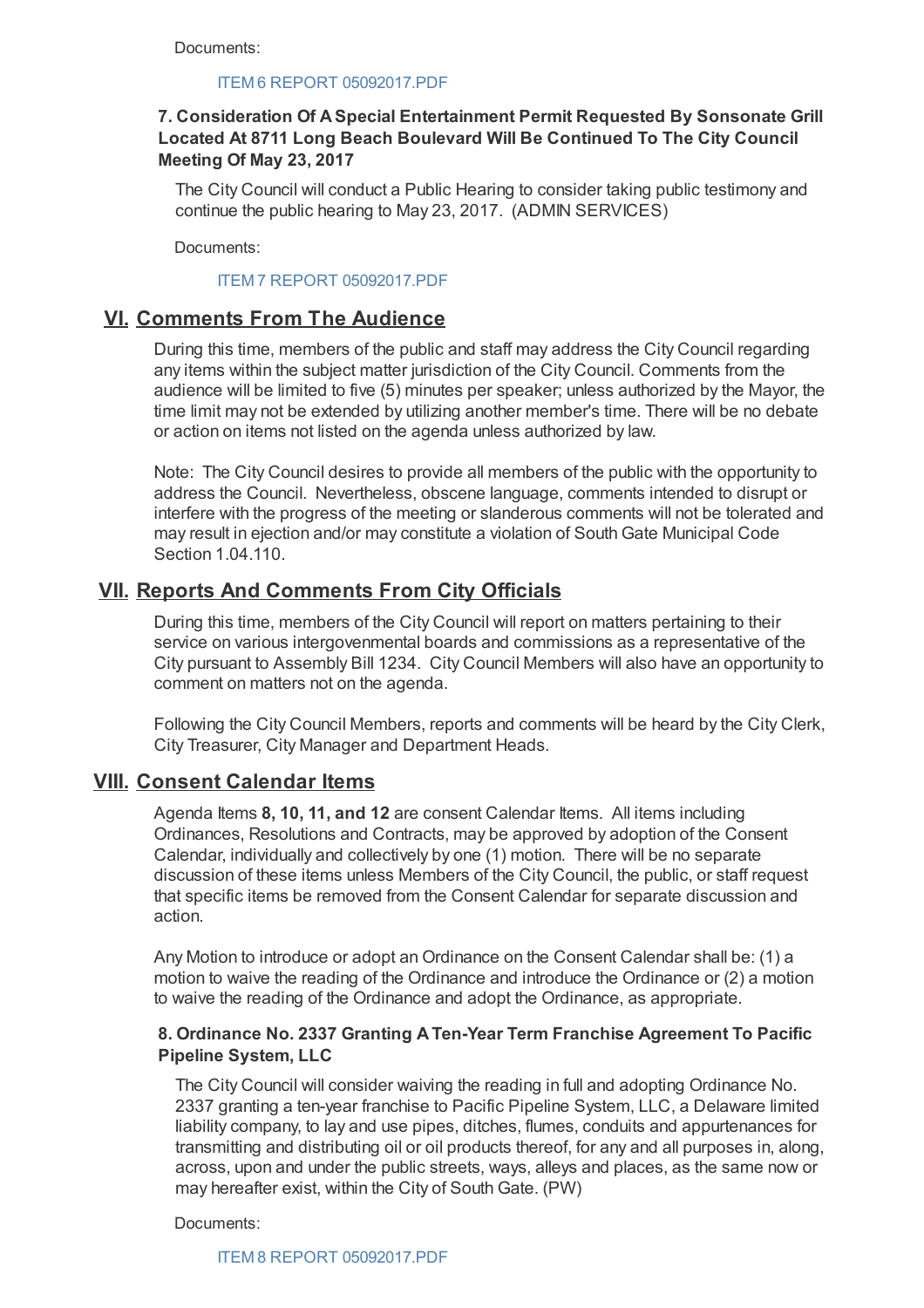Documents:

ITEM 6 REPORT 05092017.PDF

**7. Consideration Of A Special Entertainment Permit Requested By Sonsonate Grill Located At 8711 Long Beach Boulevard Will Be Continued To The City Council Meeting Of May 23, 2017**

The City Council will conduct a Public Hearing to consider taking public testimony and continue the public hearing to May 23, 2017. (ADMIN SERVICES)

Documents:

ITEM 7 REPORT 05092017.PDF

## VI. Comments From The Audience

During this time, members of the public and staff may address the City Council regarding any items within the subject matter jurisdiction of the City Council. Comments from the audience will be limited to five (5) minutes per speaker; unless authorized by the Mayor, the time limit may not be extended by utilizing another member's time. There will be no debate or action on items not listed on the agenda unless authorized by law.

Note: The City Council desires to provide all members of the public with the opportunity to address the Council. Nevertheless, obscene language, comments intended to disrupt or interfere with the progress of the meeting or slanderous comments will not be tolerated and may result in ejection and/or may constitute a violation of South Gate Municipal Code Section 1.04.110.

## VII. Reports And Comments From City Officials

During this time, members of the City Council will report on matters pertaining to their service on various intergovenmental boards and commissions as a representative of the City pursuant to Assembly Bill 1234. City Council Members will also have an opportunity to comment on matters not on the agenda.

Following the City Council Members, reports and comments will be heard by the City Clerk, City Treasurer, City Manager and Department Heads.

## VIII. Consent Calendar Items

Agenda Items **8, 10, 11, and 12** are consent Calendar Items. All items including Ordinances, Resolutions and Contracts, may be approved by adoption of the Consent Calendar, individually and collectively by one (1) motion. There will be no separate discussion of these items unless Members of the City Council, the public, or staff request that specific items be removed from the Consent Calendar for separate discussion and action.

Any Motion to introduce or adopt an Ordinance on the Consent Calendar shall be: (1) a motion to waive the reading of the Ordinance and introduce the Ordinance or (2) a motion to waive the reading of the Ordinance and adopt the Ordinance, as appropriate.

**8. Ordinance No. 2337 Granting A Ten-Year Term Franchise Agreement To Pacific Pipeline System, LLC**

The City Council will consider waiving the reading in full and adopting Ordinance No. 2337 granting a ten-year franchise to Pacific Pipeline System, LLC, a Delaware limited liability company, to lay and use pipes, ditches, flumes, conduits and appurtenances for transmitting and distributing oil or oil products thereof, for any and all purposes in, along, across, upon and under the public streets, ways, alleys and places, as the same now or may hereafter exist, within the City of South Gate. (PW)

Documents:

ITEM 8 REPORT 05092017.PDF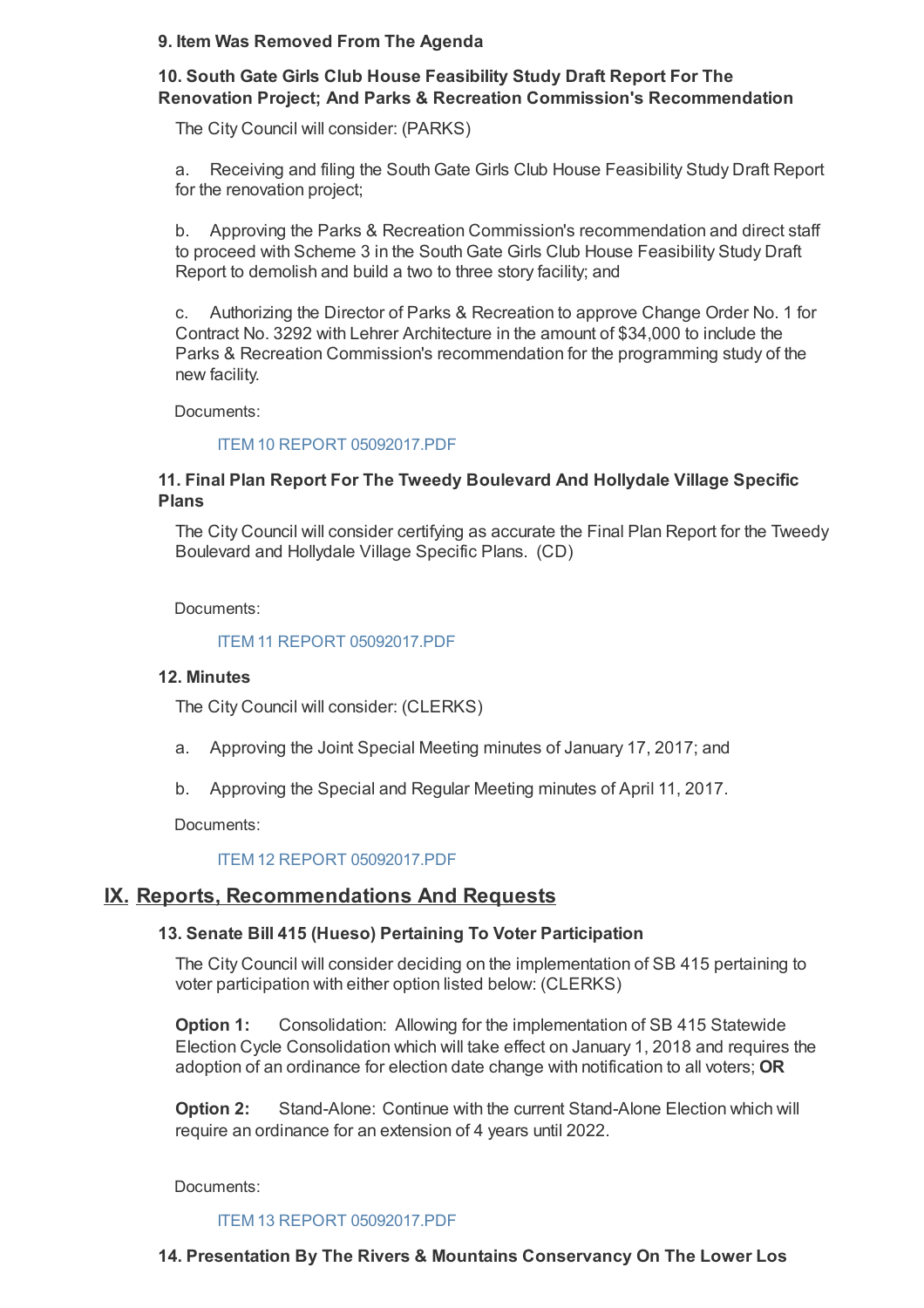**9. Item Was Removed From The Agenda**

**10. South Gate Girls Club House Feasibility Study Draft Report For The Renovation Project; And Parks & Recreation Commission's Recommendation**

The City Council will consider: (PARKS)

a. Receiving and filing the South Gate Girls Club House Feasibility Study Draft Report for the renovation project;

b. Approving the Parks & Recreation Commission's recommendation and direct staff to proceed with Scheme 3 in the South Gate Girls Club House Feasibility Study Draft Report to demolish and build a two to three story facility; and

c. Authorizing the Director of Parks & Recreation to approve Change Order No. 1 for Contract No. 3292 with Lehrer Architecture in the amount of $34,000 to include the Parks & Recreation Commission's recommendation for the programming study of the new facility.

Documents:

ITEM 10 REPORT 05092017.PDF

**11. Final Plan Report For The Tweedy Boulevard And Hollydale Village Specific Plans**

The City Council will consider certifying as accurate the Final Plan Report for the Tweedy Boulevard and Hollydale Village Specific Plans. (CD)

Documents:

ITEM 11 REPORT 05092017.PDF

**12. Minutes**

The City Council will consider: (CLERKS)

a. Approving the Joint Special Meeting minutes of January 17, 2017; and

b. Approving the Special and Regular Meeting minutes of April 11, 2017.

Documents:

ITEM 12 REPORT 05092017.PDF

## IX. Reports, Recommendations And Requests

**13. Senate Bill 415 (Hueso) Pertaining To Voter Participation**

The City Council will consider deciding on the implementation of SB 415 pertaining to voter participation with either option listed below: (CLERKS)

**Option 1:** Consolidation: Allowing for the implementation of SB 415 Statewide Election Cycle Consolidation which will take effect on January 1, 2018 and requires the adoption of an ordinance for election date change with notification to all voters; **OR**

**Option 2:** Stand-Alone: Continue with the current Stand-Alone Election which will require an ordinance for an extension of 4 years until 2022.

Documents:

ITEM 13 REPORT 05092017.PDF

**14. Presentation By The Rivers & Mountains Conservancy On The Lower Los**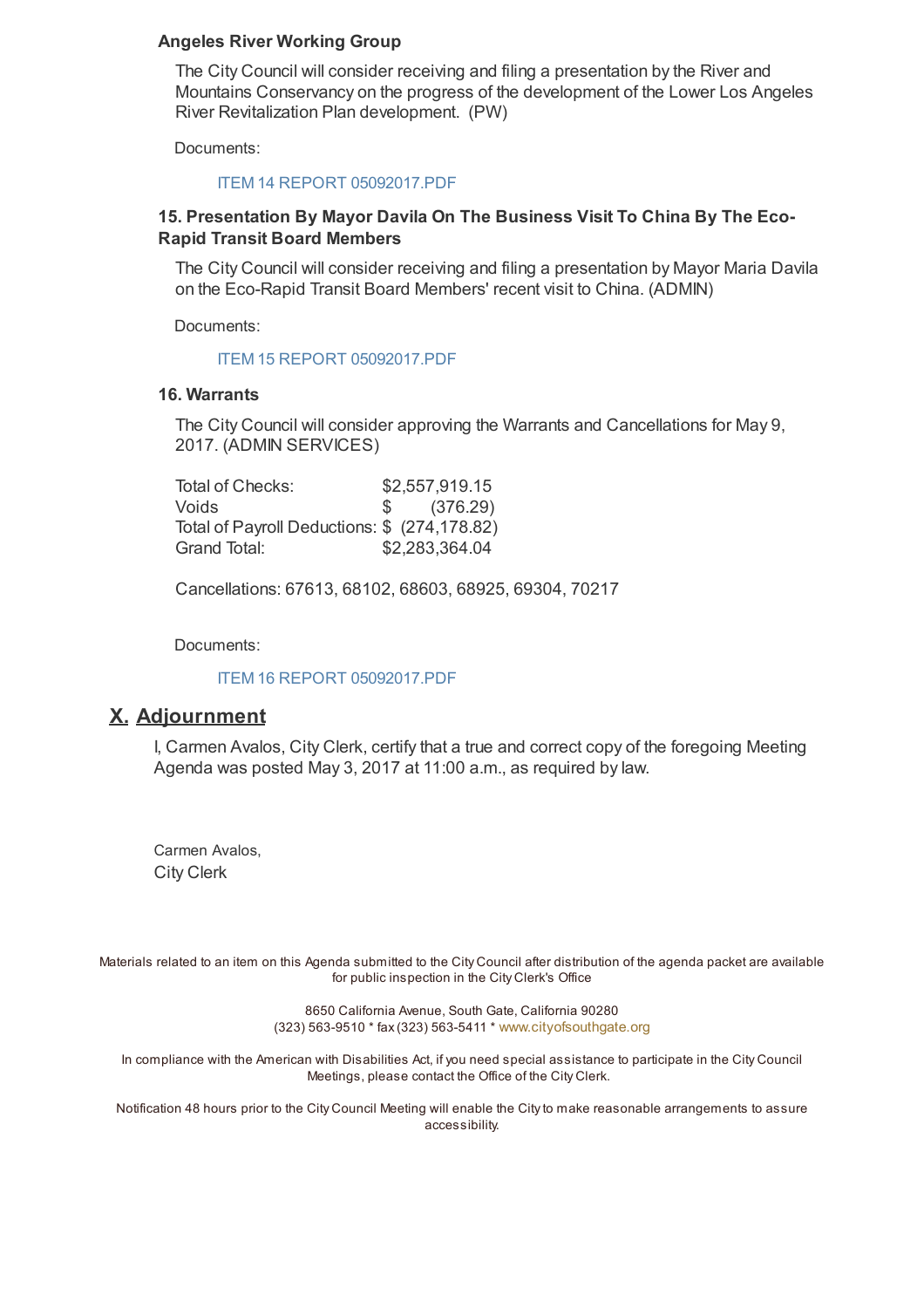**Angeles River Working Group**

The City Council will consider receiving and filing a presentation by the River and Mountains Conservancy on the progress of the development of the Lower Los Angeles River Revitalization Plan development. (PW)

Documents:

ITEM 14 REPORT 05092017.PDF

**15. Presentation By Mayor Davila On The Business Visit To China By The Eco-Rapid Transit Board Members**

The City Council will consider receiving and filing a presentation by Mayor Maria Davila on the Eco-Rapid Transit Board Members' recent visit to China. (ADMIN)

Documents:

ITEM 15 REPORT 05092017.PDF

**16. Warrants**

The City Council will consider approving the Warrants and Cancellations for May 9, 2017. (ADMIN SERVICES)

| | |
|---|---|
| Total of Checks: | $2,557,919.15 |
| Voids | $ (376.29) |
| Total of Payroll Deductions: | $ (274,178.82) |
| Grand Total: | $2,283,364.04 |

Cancellations: 67613, 68102, 68603, 68925, 69304, 70217

Documents:

ITEM 16 REPORT 05092017.PDF

## X. Adjournment

I, Carmen Avalos, City Clerk, certify that a true and correct copy of the foregoing Meeting Agenda was posted May 3, 2017 at 11:00 a.m., as required by law.

Carmen Avalos,
City Clerk

Materials related to an item on this Agenda submitted to the City Council after distribution of the agenda packet are available for public inspection in the City Clerk's Office

8650 California Avenue, South Gate, California 90280
(323) 563-9510 * fax (323) 563-5411 * www.cityofsouthgate.org

In compliance with the American with Disabilities Act, if you need special assistance to participate in the City Council Meetings, please contact the Office of the City Clerk.

Notification 48 hours prior to the City Council Meeting will enable the City to make reasonable arrangements to assure accessibility.